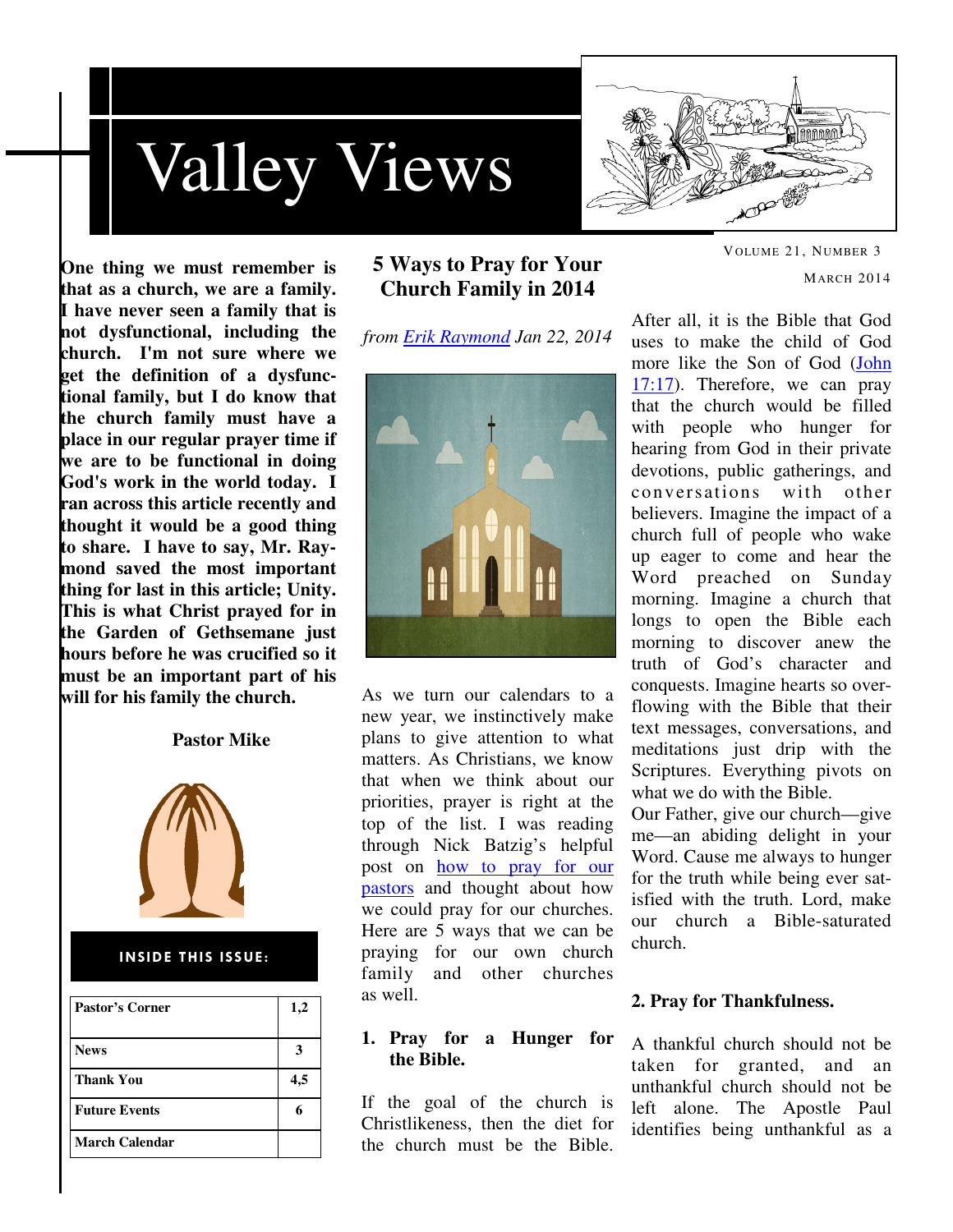# Valley Views

VOLUME 21, NUMBER 3

MARCH 2014

**One thing we must remember is that as a church, we are a family. I have never seen a family that is not dysfunctional, including the church. I'm not sure where we get the definition of a dysfunctional family, but I do know that the church family must have a place in our regular prayer time if we are to be functional in doing God's work in the world today. I ran across this article recently and thought it would be a good thing to share. I have to say, Mr. Raymond saved the most important thing for last in this article; Unity. This is what Christ prayed for in the Garden of Gethsemane just hours before he was crucified so it must be an important part of his will for his family the church.**

**Pastor Mike**

**INSIDE THIS ISSUE:**

| | |
|---|---|
| **Pastor's Corner** | **1,2** |
| **News** | **3** |
| **Thank You** | **4,5** |
| **Future Events** | **6** |
| **March Calendar** | |

## 5 Ways to Pray for Your Church Family in 2014

*from Erik Raymond Jan 22, 2014*

As we turn our calendars to a new year, we instinctively make plans to give attention to what matters. As Christians, we know that when we think about our priorities, prayer is right at the top of the list. I was reading through Nick Batzig's helpful post on how to pray for our pastors and thought about how we could pray for our churches. Here are 5 ways that we can be praying for our own church family and other churches as well.

### 1. Pray for a Hunger for the Bible.

If the goal of the church is Christlikeness, then the diet for the church must be the Bible. After all, it is the Bible that God uses to make the child of God more like the Son of God (John 17:17). Therefore, we can pray that the church would be filled with people who hunger for hearing from God in their private devotions, public gatherings, and conversations with other believers. Imagine the impact of a church full of people who wake up eager to come and hear the Word preached on Sunday morning. Imagine a church that longs to open the Bible each morning to discover anew the truth of God's character and conquests. Imagine hearts so overflowing with the Bible that their text messages, conversations, and meditations just drip with the Scriptures. Everything pivots on what we do with the Bible.

Our Father, give our church—give me—an abiding delight in your Word. Cause me always to hunger for the truth while being ever satisfied with the truth. Lord, make our church a Bible-saturated church.

### 2. Pray for Thankfulness.

A thankful church should not be taken for granted, and an unthankful church should not be left alone. The Apostle Paul identifies being unthankful as a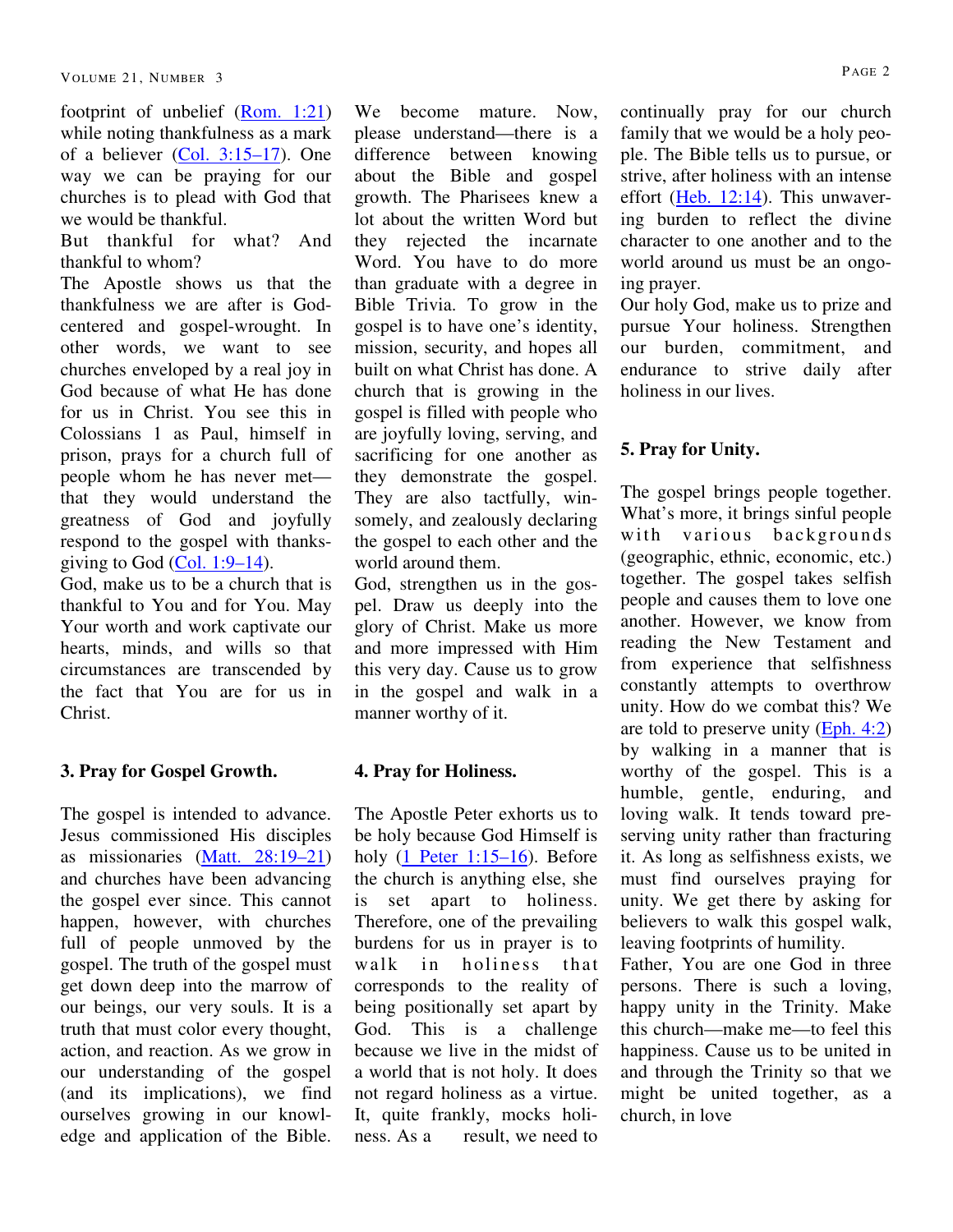footprint of unbelief (Rom. 1:21) while noting thankfulness as a mark of a believer (Col. 3:15–17). One way we can be praying for our churches is to plead with God that we would be thankful.

But thankful for what? And thankful to whom?

The Apostle shows us that the thankfulness we are after is God-centered and gospel-wrought. In other words, we want to see churches enveloped by a real joy in God because of what He has done for us in Christ. You see this in Colossians 1 as Paul, himself in prison, prays for a church full of people whom he has never met—that they would understand the greatness of God and joyfully respond to the gospel with thanksgiving to God (Col. 1:9–14).

God, make us to be a church that is thankful to You and for You. May Your worth and work captivate our hearts, minds, and wills so that circumstances are transcended by the fact that You are for us in Christ.

### 3. Pray for Gospel Growth.

The gospel is intended to advance. Jesus commissioned His disciples as missionaries (Matt. 28:19–21) and churches have been advancing the gospel ever since. This cannot happen, however, with churches full of people unmoved by the gospel. The truth of the gospel must get down deep into the marrow of our beings, our very souls. It is a truth that must color every thought, action, and reaction. As we grow in our understanding of the gospel (and its implications), we find ourselves growing in our knowledge and application of the Bible. We become mature. Now, please understand—there is a difference between knowing about the Bible and gospel growth. The Pharisees knew a lot about the written Word but they rejected the incarnate Word. You have to do more than graduate with a degree in Bible Trivia. To grow in the gospel is to have one's identity, mission, security, and hopes all built on what Christ has done. A church that is growing in the gospel is filled with people who are joyfully loving, serving, and sacrificing for one another as they demonstrate the gospel. They are also tactfully, winsomely, and zealously declaring the gospel to each other and the world around them.

God, strengthen us in the gospel. Draw us deeply into the glory of Christ. Make us more and more impressed with Him this very day. Cause us to grow in the gospel and walk in a manner worthy of it.

### 4. Pray for Holiness.

The Apostle Peter exhorts us to be holy because God Himself is holy (1 Peter 1:15–16). Before the church is anything else, she is set apart to holiness. Therefore, one of the prevailing burdens for us in prayer is to walk in holiness that corresponds to the reality of being positionally set apart by God. This is a challenge because we live in the midst of a world that is not holy. It does not regard holiness as a virtue. It, quite frankly, mocks holiness. As a result, we need to continually pray for our church family that we would be a holy people. The Bible tells us to pursue, or strive, after holiness with an intense effort (Heb. 12:14). This unwavering burden to reflect the divine character to one another and to the world around us must be an ongoing prayer.

Our holy God, make us to prize and pursue Your holiness. Strengthen our burden, commitment, and endurance to strive daily after holiness in our lives.

### 5. Pray for Unity.

The gospel brings people together. What's more, it brings sinful people with various backgrounds (geographic, ethnic, economic, etc.) together. The gospel takes selfish people and causes them to love one another. However, we know from reading the New Testament and from experience that selfishness constantly attempts to overthrow unity. How do we combat this? We are told to preserve unity (Eph. 4:2) by walking in a manner that is worthy of the gospel. This is a humble, gentle, enduring, and loving walk. It tends toward preserving unity rather than fracturing it. As long as selfishness exists, we must find ourselves praying for unity. We get there by asking for believers to walk this gospel walk, leaving footprints of humility.

Father, You are one God in three persons. There is such a loving, happy unity in the Trinity. Make this church—make me—to feel this happiness. Cause us to be united in and through the Trinity so that we might be united together, as a church, in love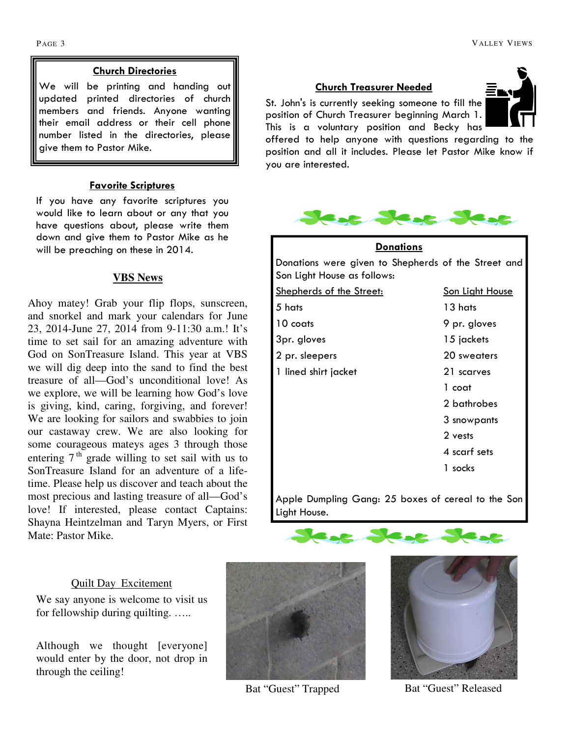## Church Directories

We will be printing and handing out updated printed directories of church members and friends. Anyone wanting their email address or their cell phone number listed in the directories, please give them to Pastor Mike.

## Favorite Scriptures

If you have any favorite scriptures you would like to learn about or any that you have questions about, please write them down and give them to Pastor Mike as he will be preaching on these in 2014.

## VBS News

Ahoy matey! Grab your flip flops, sunscreen, and snorkel and mark your calendars for June 23, 2014-June 27, 2014 from 9-11:30 a.m.! It's time to set sail for an amazing adventure with God on SonTreasure Island. This year at VBS we will dig deep into the sand to find the best treasure of all—God's unconditional love! As we explore, we will be learning how God's love is giving, kind, caring, forgiving, and forever! We are looking for sailors and swabbies to join our castaway crew. We are also looking for some courageous mateys ages 3 through those entering 7th grade willing to set sail with us to SonTreasure Island for an adventure of a lifetime. Please help us discover and teach about the most precious and lasting treasure of all—God's love! If interested, please contact Captains: Shayna Heintzelman and Taryn Myers, or First Mate: Pastor Mike.

## Church Treasurer Needed

St. John's is currently seeking someone to fill the position of Church Treasurer beginning March 1. This is a voluntary position and Becky has offered to help anyone with questions regarding to the position and all it includes. Please let Pastor Mike know if you are interested.

## Donations

Donations were given to Shepherds of the Street and Son Light House as follows:

| Shepherds of the Street: | Son Light House |
|---|---|
| 5 hats | 13 hats |
| 10 coats | 9 pr. gloves |
| 3pr. gloves | 15 jackets |
| 2 pr. sleepers | 20 sweaters |
| 1 lined shirt jacket | 21 scarves |
| | 1 coat |
| | 2 bathrobes |
| | 3 snowpants |
| | 2 vests |
| | 4 scarf sets |
| | 1 socks |

Apple Dumpling Gang: 25 boxes of cereal to the Son Light House.

## Quilt Day Excitement

We say anyone is welcome to visit us for fellowship during quilting. …..

Although we thought [everyone] would enter by the door, not drop in through the ceiling!

Bat "Guest" Trapped

Bat "Guest" Released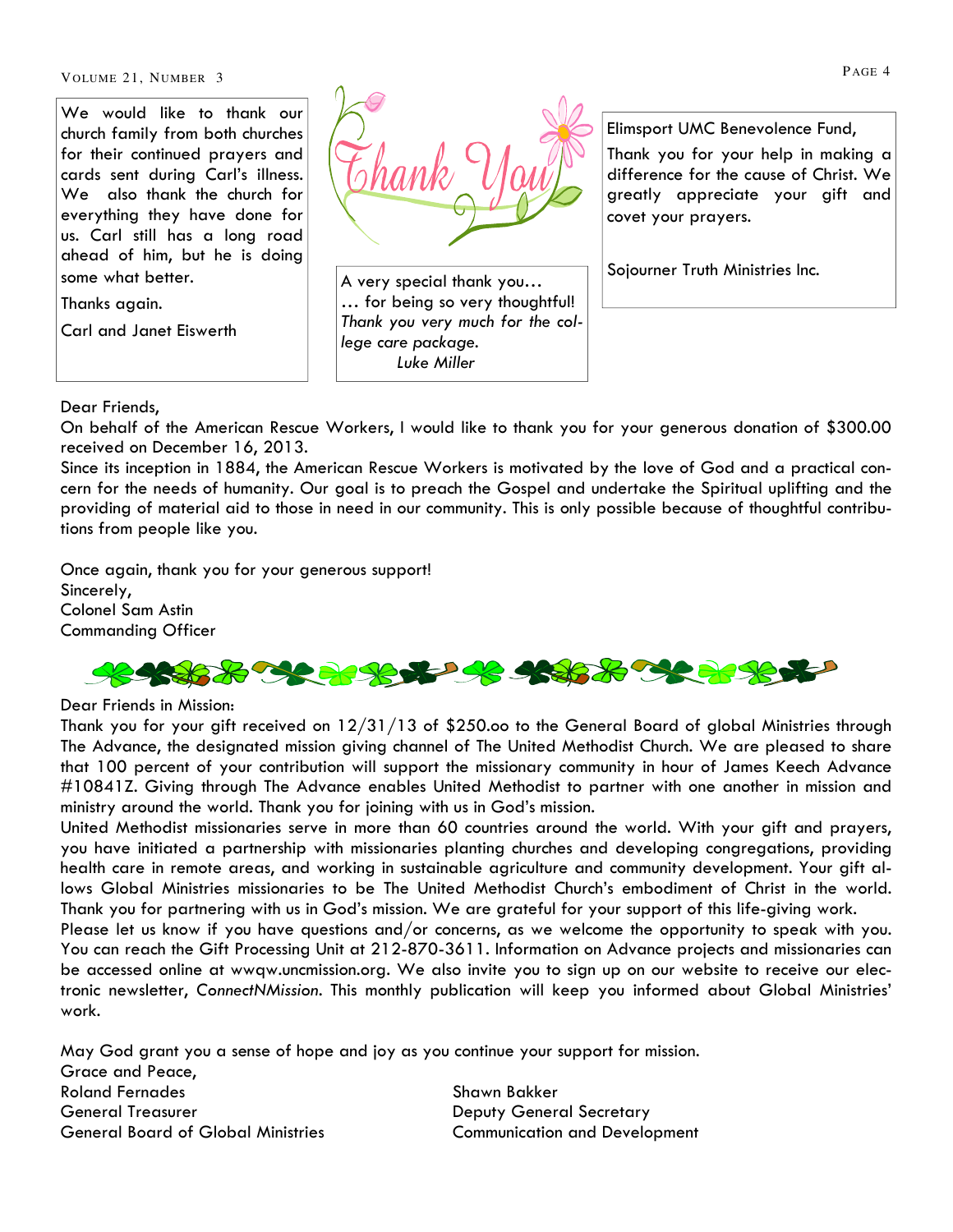We would like to thank our church family from both churches for their continued prayers and cards sent during Carl's illness. We also thank the church for everything they have done for us. Carl still has a long road ahead of him, but he is doing some what better.

Thanks again.

Carl and Janet Eiswerth

Thank You

A very special thank you…
… for being so very thoughtful!
*Thank you very much for the college care package.*
*Luke Miller*

Elimsport UMC Benevolence Fund,

Thank you for your help in making a difference for the cause of Christ. We greatly appreciate your gift and covet your prayers.

Sojourner Truth Ministries Inc.

Dear Friends,
On behalf of the American Rescue Workers, I would like to thank you for your generous donation of $300.00 received on December 16, 2013.
Since its inception in 1884, the American Rescue Workers is motivated by the love of God and a practical concern for the needs of humanity. Our goal is to preach the Gospel and undertake the Spiritual uplifting and the providing of material aid to those in need in our community. This is only possible because of thoughtful contributions from people like you.

Once again, thank you for your generous support!
Sincerely,
Colonel Sam Astin
Commanding Officer

Dear Friends in Mission:
Thank you for your gift received on 12/31/13 of $250.oo to the General Board of global Ministries through The Advance, the designated mission giving channel of The United Methodist Church. We are pleased to share that 100 percent of your contribution will support the missionary community in hour of James Keech Advance #10841Z. Giving through The Advance enables United Methodist to partner with one another in mission and ministry around the world. Thank you for joining with us in God's mission.
United Methodist missionaries serve in more than 60 countries around the world. With your gift and prayers, you have initiated a partnership with missionaries planting churches and developing congregations, providing health care in remote areas, and working in sustainable agriculture and community development. Your gift allows Global Ministries missionaries to be The United Methodist Church's embodiment of Christ in the world. Thank you for partnering with us in God's mission. We are grateful for your support of this life-giving work.
Please let us know if you have questions and/or concerns, as we welcome the opportunity to speak with you. You can reach the Gift Processing Unit at 212-870-3611. Information on Advance projects and missionaries can be accessed online at wwqw.uncmission.org. We also invite you to sign up on our website to receive our electronic newsletter, *ConnectNMission*. This monthly publication will keep you informed about Global Ministries' work.

May God grant you a sense of hope and joy as you continue your support for mission.
Grace and Peace,
Roland Fernades
General Treasurer
General Board of Global Ministries

Shawn Bakker
Deputy General Secretary
Communication and Development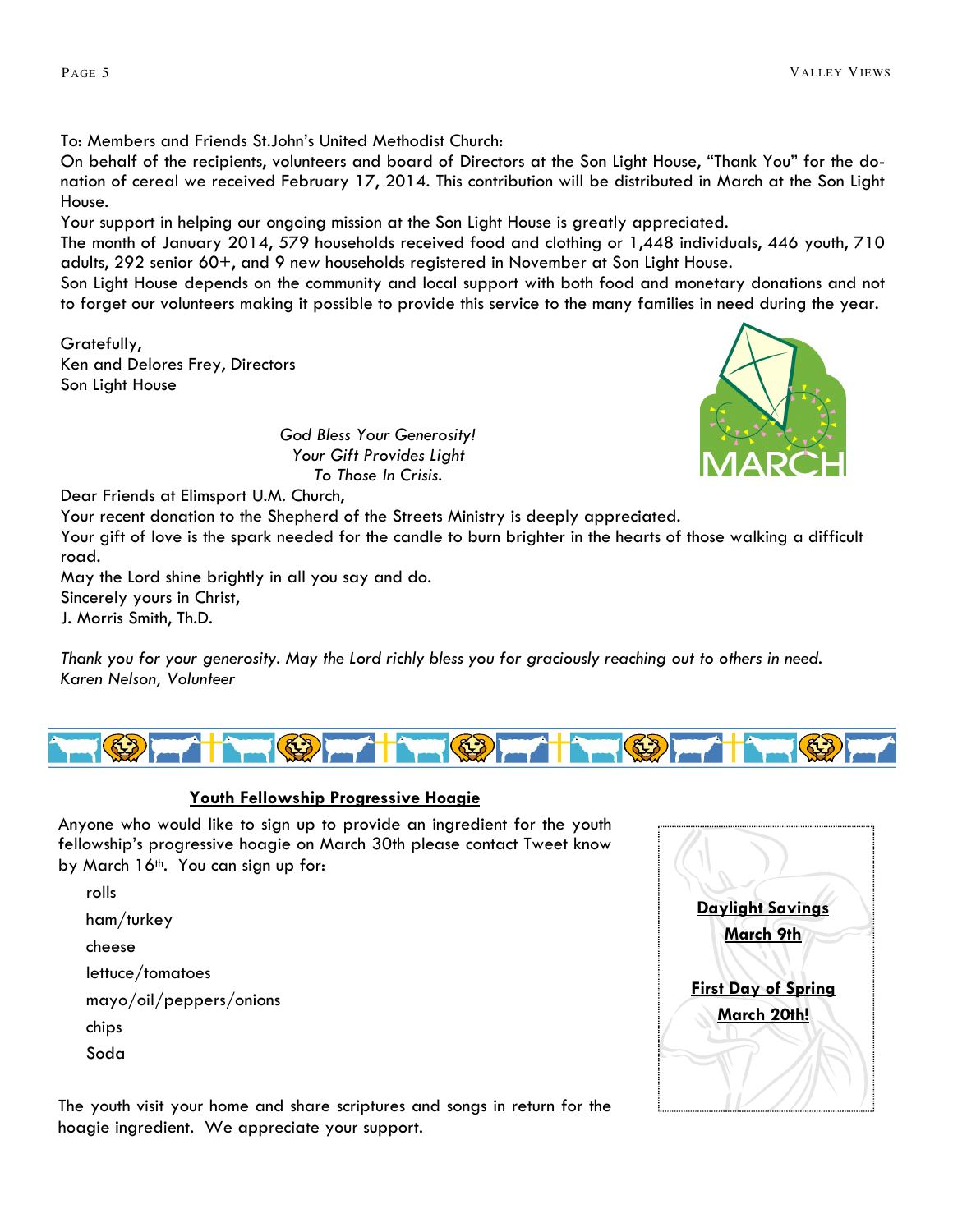To: Members and Friends St.John's United Methodist Church:

On behalf of the recipients, volunteers and board of Directors at the Son Light House, "Thank You" for the donation of cereal we received February 17, 2014. This contribution will be distributed in March at the Son Light House.

Your support in helping our ongoing mission at the Son Light House is greatly appreciated.

The month of January 2014, 579 households received food and clothing or 1,448 individuals, 446 youth, 710 adults, 292 senior 60+, and 9 new households registered in November at Son Light House.

Son Light House depends on the community and local support with both food and monetary donations and not to forget our volunteers making it possible to provide this service to the many families in need during the year.

Gratefully,
Ken and Delores Frey, Directors
Son Light House

*God Bless Your Generosity!*
*Your Gift Provides Light*
*To Those In Crisis.*

Dear Friends at Elimsport U.M. Church,

Your recent donation to the Shepherd of the Streets Ministry is deeply appreciated.

Your gift of love is the spark needed for the candle to burn brighter in the hearts of those walking a difficult road.

May the Lord shine brightly in all you say and do.

Sincerely yours in Christ,
J. Morris Smith, Th.D.

*Thank you for your generosity. May the Lord richly bless you for graciously reaching out to others in need.*
*Karen Nelson, Volunteer*

## Youth Fellowship Progressive Hoagie

Anyone who would like to sign up to provide an ingredient for the youth fellowship's progressive hoagie on March 30th please contact Tweet know by March 16th. You can sign up for:

- rolls
- ham/turkey
- cheese
- lettuce/tomatoes
- mayo/oil/peppers/onions
- chips
- Soda

The youth visit your home and share scriptures and songs in return for the hoagie ingredient. We appreciate your support.

**Daylight Savings**
**March 9th**

**First Day of Spring**
**March 20th!**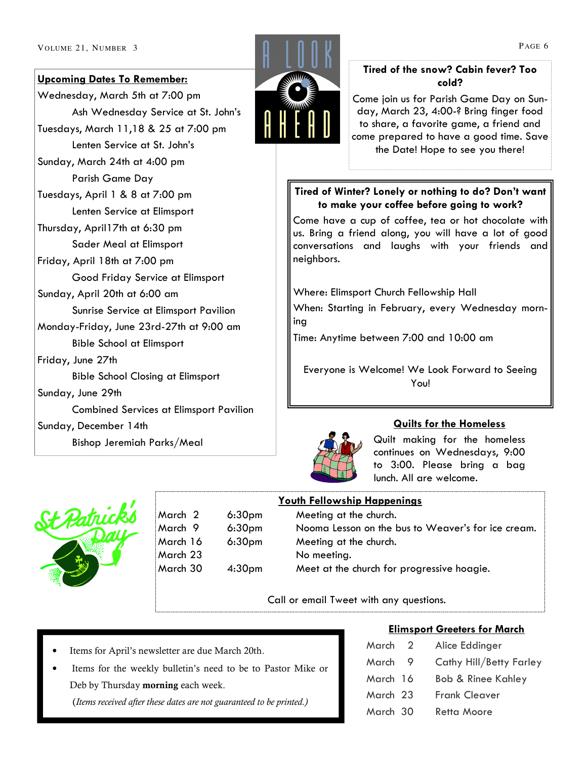**Upcoming Dates To Remember:**

Wednesday, March 5th at 7:00 pm
Ash Wednesday Service at St. John's

Tuesdays, March 11,18 & 25 at 7:00 pm
Lenten Service at St. John's

Sunday, March 24th at 4:00 pm
Parish Game Day

Tuesdays, April 1 & 8 at 7:00 pm
Lenten Service at Elimsport

Thursday, April17th at 6:30 pm
Sader Meal at Elimsport

Friday, April 18th at 7:00 pm
Good Friday Service at Elimsport

Sunday, April 20th at 6:00 am
Sunrise Service at Elimsport Pavilion

Monday-Friday, June 23rd-27th at 9:00 am
Bible School at Elimsport

Friday, June 27th
Bible School Closing at Elimsport

Sunday, June 29th
Combined Services at Elimsport Pavilion

Sunday, December 14th
Bishop Jeremiah Parks/Meal

**Tired of the snow? Cabin fever? Too cold?**

Come join us for Parish Game Day on Sunday, March 23, 4:00-? Bring finger food to share, a favorite game, a friend and come prepared to have a good time. Save the Date! Hope to see you there!

**Tired of Winter? Lonely or nothing to do? Don't want to make your coffee before going to work?**

Come have a cup of coffee, tea or hot chocolate with us. Bring a friend along, you will have a lot of good conversations and laughs with your friends and neighbors.

Where: Elimsport Church Fellowship Hall

When: Starting in February, every Wednesday morning

Time: Anytime between 7:00 and 10:00 am

Everyone is Welcome! We Look Forward to Seeing You!

**Quilts for the Homeless**

Quilt making for the homeless continues on Wednesdays, 9:00 to 3:00. Please bring a bag lunch. All are welcome.

**Youth Fellowship Happenings**

| | | |
|---|---|---|
| March 2 | 6:30pm | Meeting at the church. |
| March 9 | 6:30pm | Nooma Lesson on the bus to Weaver's for ice cream. |
| March 16 | 6:30pm | Meeting at the church. |
| March 23 | | No meeting. |
| March 30 | 4:30pm | Meet at the church for progressive hoagie. |

Call or email Tweet with any questions.

- Items for April's newsletter are due March 20th.
- Items for the weekly bulletin's need to be to Pastor Mike or Deb by Thursday **morning** each week.

(*Items received after these dates are not guaranteed to be printed.*)

**Elimsport Greeters for March**

| | |
|---|---|
| March 2 | Alice Eddinger |
| March 9 | Cathy Hill/Betty Farley |
| March 16 | Bob & Rinee Kahley |
| March 23 | Frank Cleaver |
| March 30 | Retta Moore |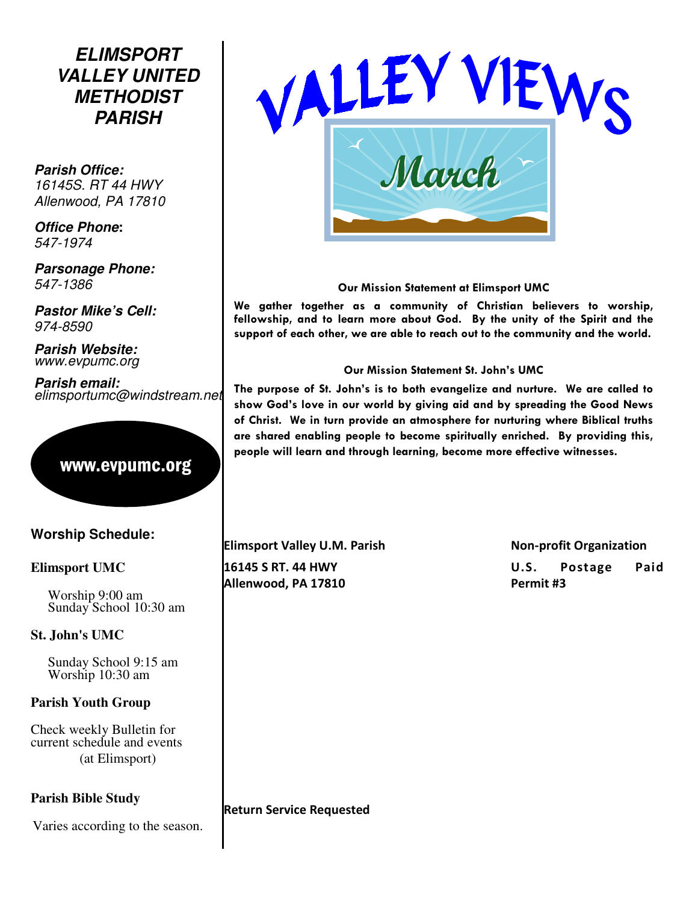# ELIMSPORT VALLEY UNITED METHODIST PARISH

***Parish Office:***
*16145S. RT 44 HWY*
*Allenwood, PA 17810*

***Office Phone:***
*547-1974*

***Parsonage Phone:***
*547-1386*

***Pastor Mike's Cell:***
*974-8590*

***Parish Website:***
*www.evpumc.org*

***Parish email:***
*elimsportumc@windstream.net*

www.evpumc.org

### Worship Schedule:

**Elimsport UMC**

Worship 9:00 am
Sunday School 10:30 am

**St. John's UMC**

Sunday School 9:15 am
Worship 10:30 am

**Parish Youth Group**

Check weekly Bulletin for current schedule and events (at Elimsport)

**Parish Bible Study**

Varies according to the season.

# VALLEY VIEWS

## March

**Our Mission Statement at Elimsport UMC**

**We gather together as a community of Christian believers to worship, fellowship, and to learn more about God. By the unity of the Spirit and the support of each other, we are able to reach out to the community and the world.**

**Our Mission Statement St. John's UMC**

**The purpose of St. John's is to both evangelize and nurture. We are called to show God's love in our world by giving aid and by spreading the Good News of Christ. We in turn provide an atmosphere for nurturing where Biblical truths are shared enabling people to become spiritually enriched. By providing this, people will learn and through learning, become more effective witnesses.**

**Elimsport Valley U.M. Parish**
**16145 S RT. 44 HWY**
**Allenwood, PA 17810**

**Non-profit Organization**
**U.S. Postage Paid**
**Permit #3**

**Return Service Requested**